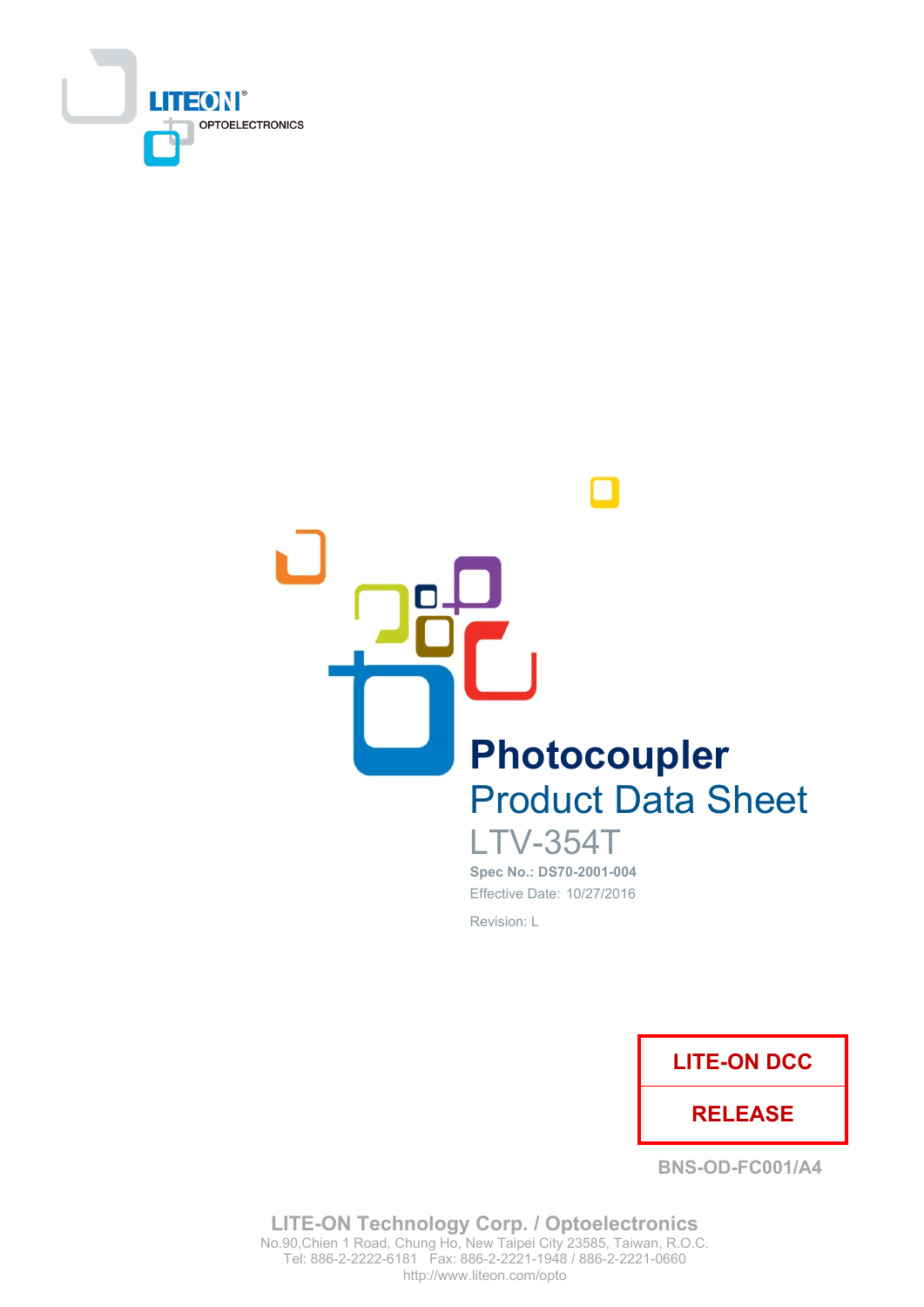LITEON® OPTOELECTRONICS

# Photocoupler

## Product Data Sheet

LTV-354T

**Spec No.: DS70-2001-004**

Effective Date: 10/27/2016

Revision: L

| LITE-ON DCC |
|---|
| RELEASE |

BNS-OD-FC001/A4

**LITE-ON Technology Corp. / Optoelectronics**
No.90,Chien 1 Road, Chung Ho, New Taipei City 23585, Taiwan, R.O.C.
Tel: 886-2-2222-6181 Fax: 886-2-2221-1948 / 886-2-2221-0660
http://www.liteon.com/opto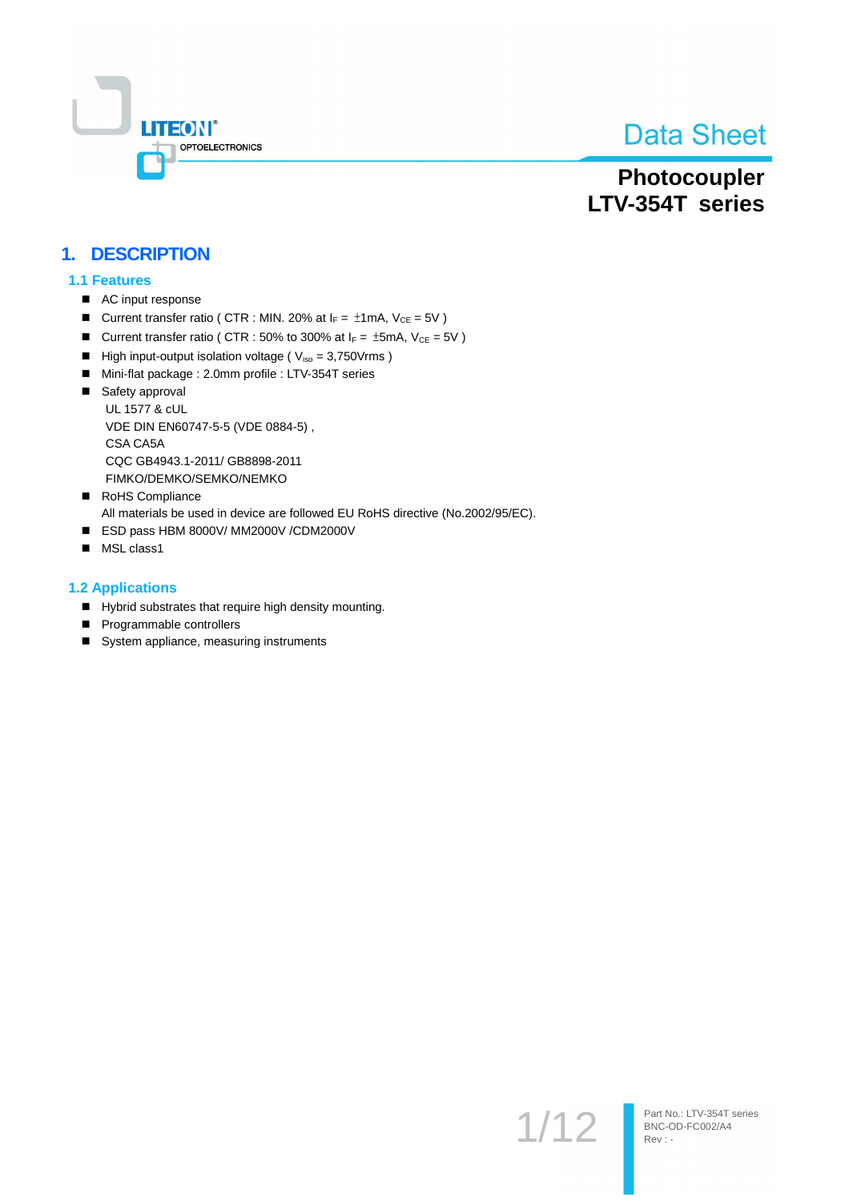# Data Sheet

## Photocoupler
## LTV-354T series

# 1. DESCRIPTION

## 1.1 Features

- AC input response
- Current transfer ratio ( CTR : MIN. 20% at $I_F$ = ±1mA, $V_{CE}$ = 5V )
- Current transfer ratio ( CTR : 50% to 300% at $I_F$ = ±5mA, $V_{CE}$ = 5V )
- High input-output isolation voltage ( $V_{iso}$ = 3,750Vrms )
- Mini-flat package : 2.0mm profile : LTV-354T series
- Safety approval
  UL 1577 & cUL
  VDE DIN EN60747-5-5 (VDE 0884-5) ,
  CSA CA5A
  CQC GB4943.1-2011/ GB8898-2011
  FIMKO/DEMKO/SEMKO/NEMKO
- RoHS Compliance
  All materials be used in device are followed EU RoHS directive (No.2002/95/EC).
- ESD pass HBM 8000V/ MM2000V /CDM2000V
- MSL class1

## 1.2 Applications

- Hybrid substrates that require high density mounting.
- Programmable controllers
- System appliance, measuring instruments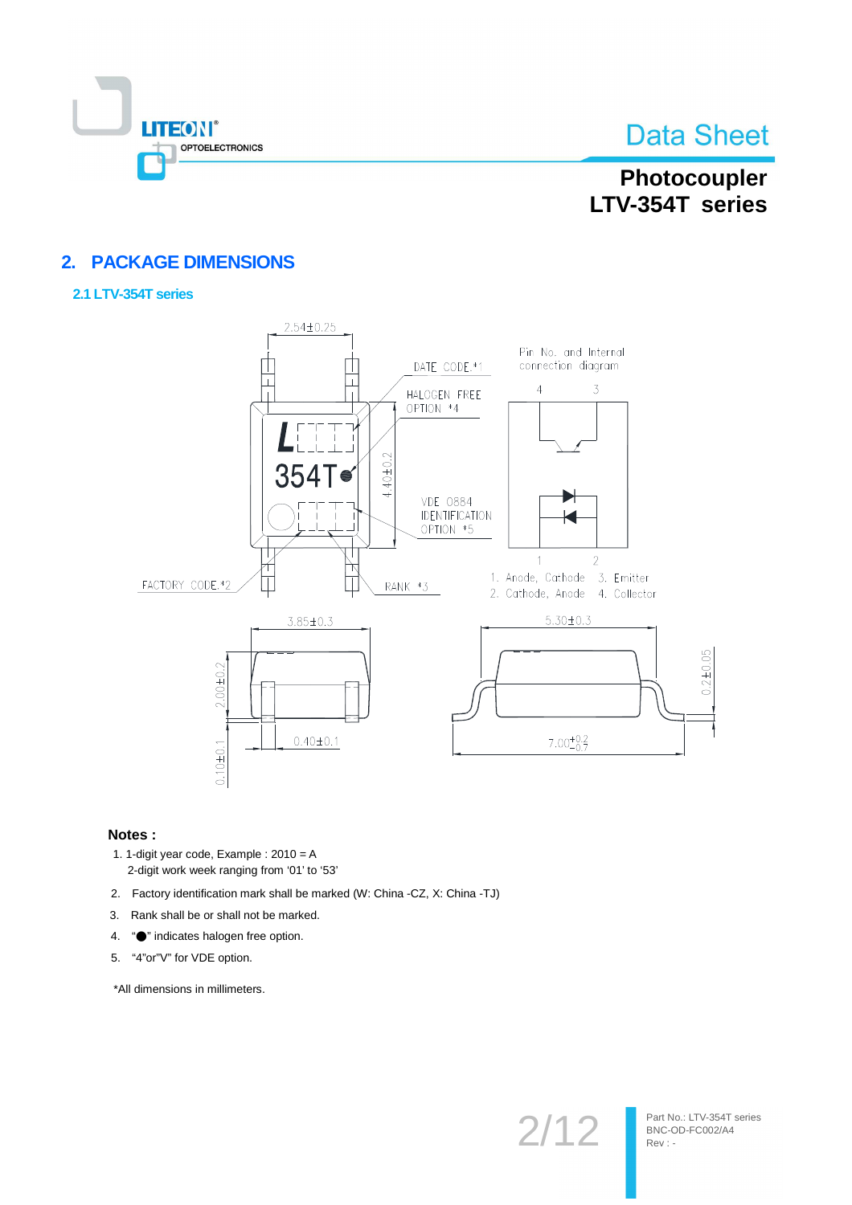## 2. PACKAGE DIMENSIONS

### 2.1 LTV-354T series

2.54±0.25

DATE CODE *1

HALOGEN FREE OPTION *4

4.40±0.2

VDE 0884 IDENTIFICATION OPTION *5

FACTORY CODE *2

RANK *3

Pin No. and Internal connection diagram

4 3

1 2

1. Anode, Cathode 3. Emitter
2. Cathode, Anode 4. Collector

3.85±0.3

2.00±0.2

0.40±0.1

0.10±0.1

5.30±0.3

0.2±0.05

$7.00^{+0.2}_{-0.7}$

**Notes :**

1. 1-digit year code, Example : 2010 = A
   2-digit work week ranging from '01' to '53'
2. Factory identification mark shall be marked (W: China -CZ, X: China -TJ)
3. Rank shall be or shall not be marked.
4. "●" indicates halogen free option.
5. "4"or"V" for VDE option.

*All dimensions in millimeters.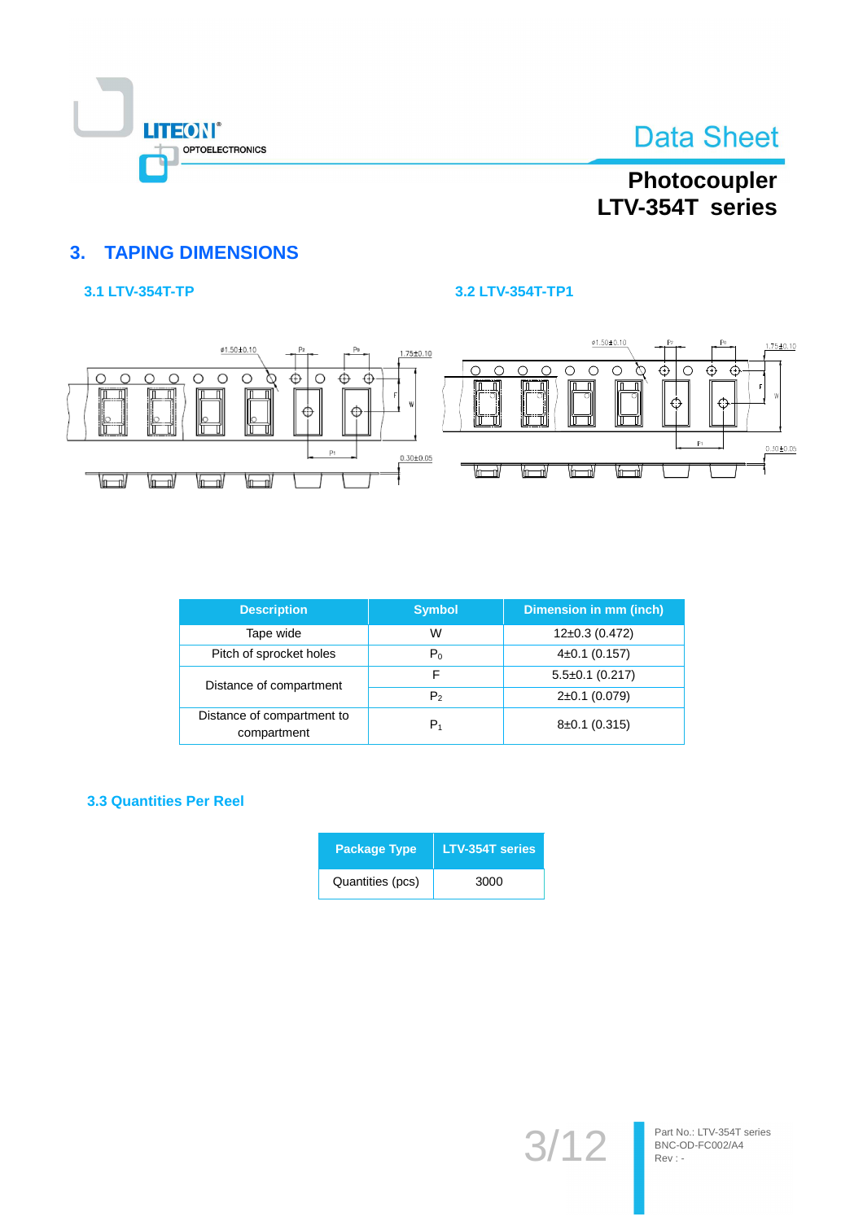## 3. TAPING DIMENSIONS

### 3.1 LTV-354T-TP

### 3.2 LTV-354T-TP1

| Description | Symbol | Dimension in mm (inch) |
|---|---|---|
| Tape wide | W | 12±0.3 (0.472) |
| Pitch of sprocket holes | $P_0$ | 4±0.1 (0.157) |
| Distance of compartment | F | 5.5±0.1 (0.217) |
| | $P_2$ | 2±0.1 (0.079) |
| Distance of compartment to compartment | $P_1$ | 8±0.1 (0.315) |

### 3.3 Quantities Per Reel

| Package Type | LTV-354T series |
|---|---|
| Quantities (pcs) | 3000 |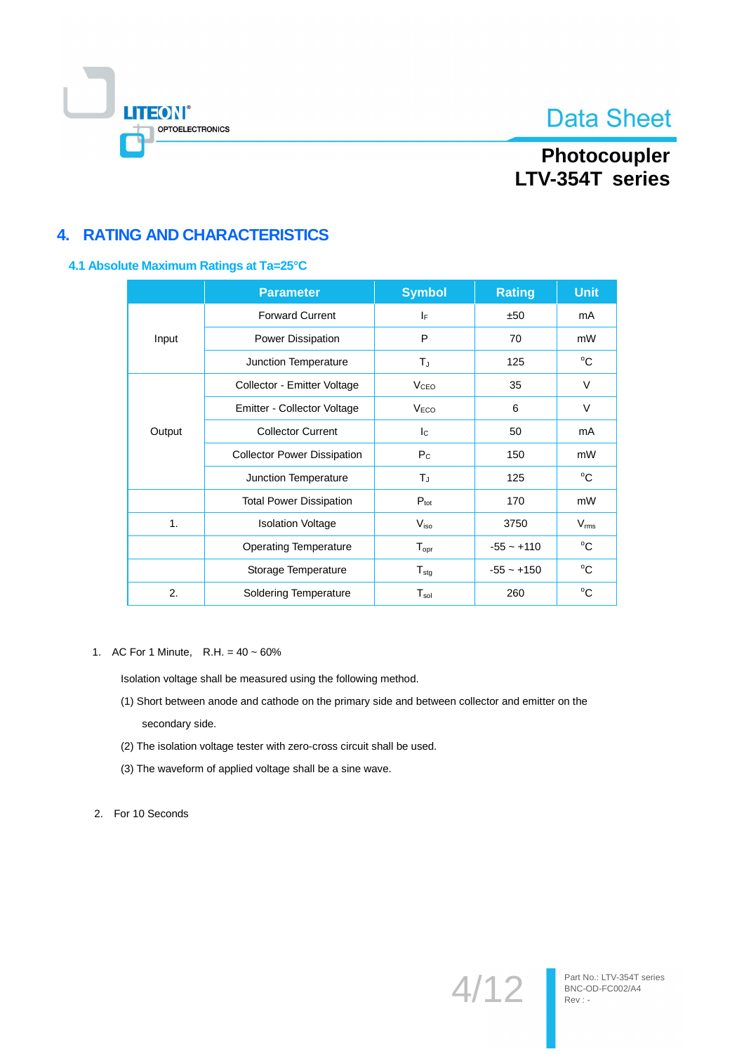## 4. RATING AND CHARACTERISTICS

### 4.1 Absolute Maximum Ratings at Ta=25°C

| | Parameter | Symbol | Rating | Unit |
|---|---|---|---|---|
| Input | Forward Current | $I_F$ | ±50 | mA |
| | Power Dissipation | P | 70 | mW |
| | Junction Temperature | $T_J$ | 125 | °C |
| Output | Collector - Emitter Voltage | $V_{CEO}$ | 35 | V |
| | Emitter - Collector Voltage | $V_{ECO}$ | 6 | V |
| | Collector Current | $I_C$ | 50 | mA |
| | Collector Power Dissipation | $P_C$ | 150 | mW |
| | Junction Temperature | $T_J$ | 125 | °C |
| | Total Power Dissipation | $P_{tot}$ | 170 | mW |
| 1. | Isolation Voltage | $V_{iso}$ | 3750 | $V_{rms}$ |
| | Operating Temperature | $T_{opr}$ | -55 ~ +110 | °C |
| | Storage Temperature | $T_{stg}$ | -55 ~ +150 | °C |
| 2. | Soldering Temperature | $T_{sol}$ | 260 | °C |

1. AC For 1 Minute, R.H. = 40 ~ 60%

   Isolation voltage shall be measured using the following method.

   (1) Short between anode and cathode on the primary side and between collector and emitter on the secondary side.

   (2) The isolation voltage tester with zero-cross circuit shall be used.

   (3) The waveform of applied voltage shall be a sine wave.

2. For 10 Seconds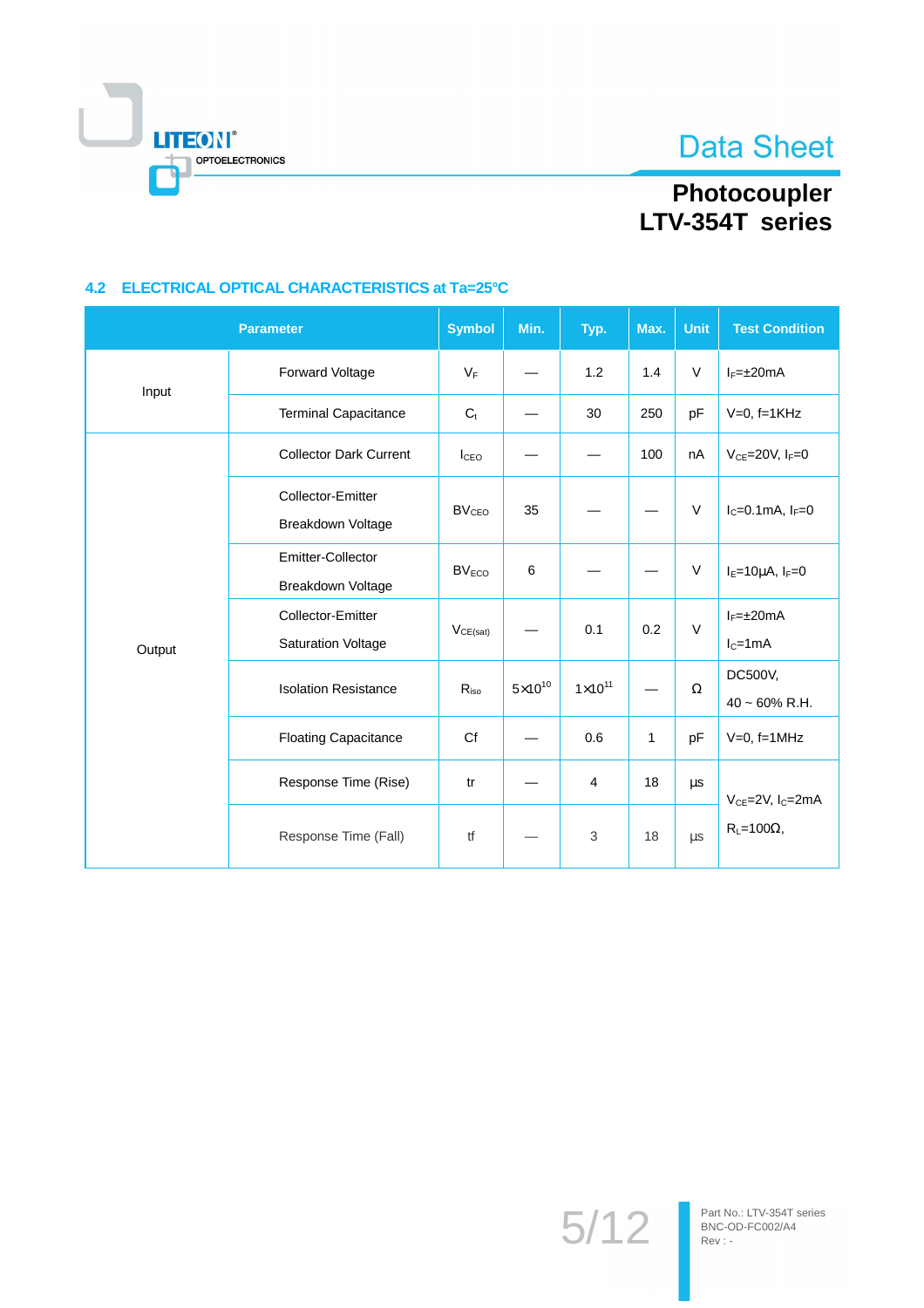### 4.2 ELECTRICAL OPTICAL CHARACTERISTICS at Ta=25℃

| Parameter | | Symbol | Min. | Typ. | Max. | Unit | Test Condition |
|---|---|---|---|---|---|---|---|
| Input | Forward Voltage | $V_F$ | — | 1.2 | 1.4 | V | $I_F$=±20mA |
| | Terminal Capacitance | $C_t$ | — | 30 | 250 | pF | V=0, f=1KHz |
| Output | Collector Dark Current | $I_{CEO}$ | — | — | 100 | nA | $V_{CE}$=20V, $I_F$=0 |
| | Collector-Emitter Breakdown Voltage | $BV_{CEO}$ | 35 | — | — | V | $I_C$=0.1mA, $I_F$=0 |
| | Emitter-Collector Breakdown Voltage | $BV_{ECO}$ | 6 | — | — | V | $I_E$=10μA, $I_F$=0 |
| | Collector-Emitter Saturation Voltage | $V_{CE(sat)}$ | — | 0.1 | 0.2 | V | $I_F$=±20mA $I_C$=1mA |
| | Isolation Resistance | $R_{iso}$ | $5\times10^{10}$ | $1\times10^{11}$ | — | Ω | DC500V, 40 ~ 60% R.H. |
| | Floating Capacitance | Cf | — | 0.6 | 1 | pF | V=0, f=1MHz |
| | Response Time (Rise) | tr | — | 4 | 18 | μs | $V_{CE}$=2V, $I_C$=2mA $R_L$=100Ω, |
| | Response Time (Fall) | tf | — | 3 | 18 | μs | |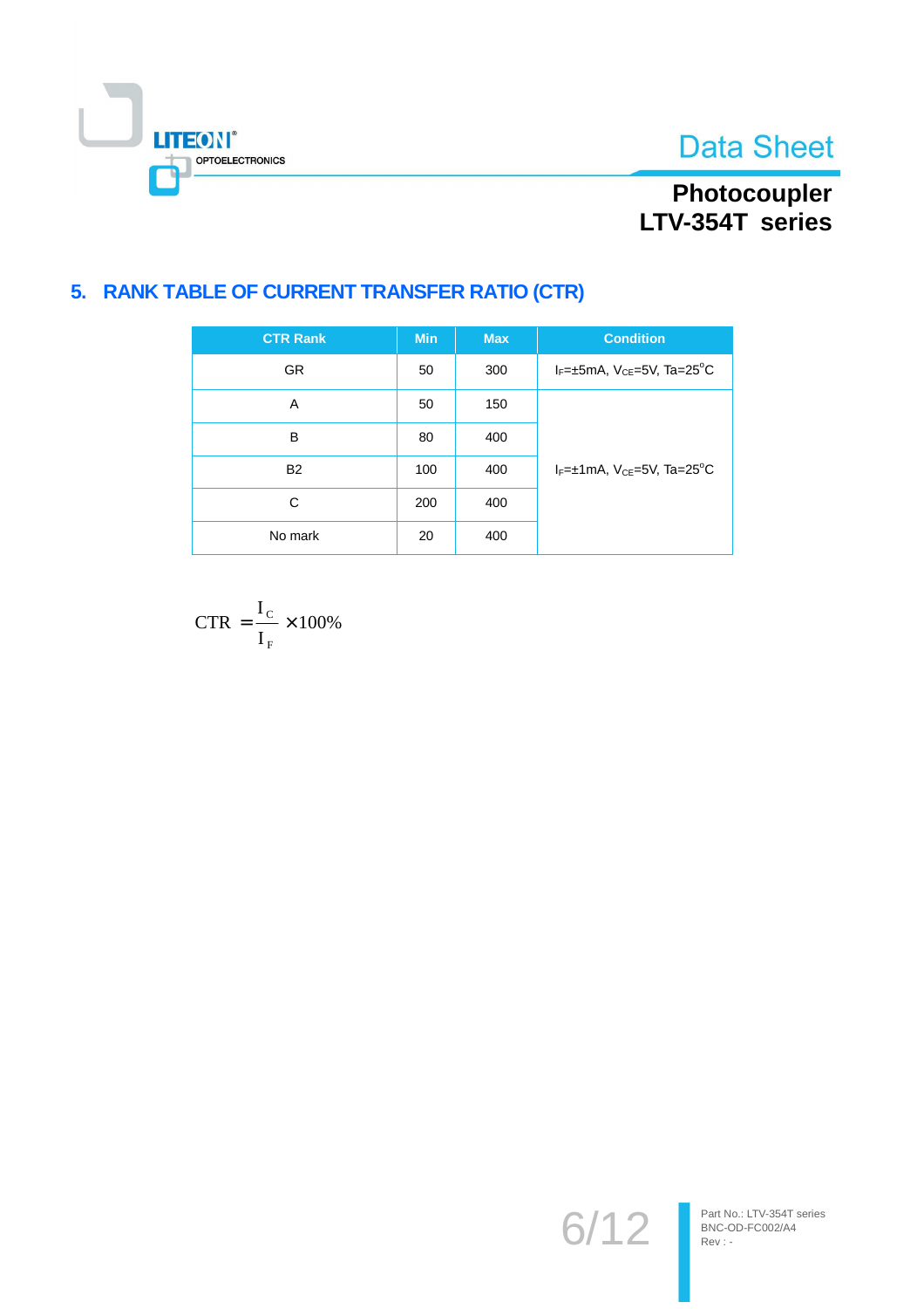## 5. RANK TABLE OF CURRENT TRANSFER RATIO (CTR)

| CTR Rank | Min | Max | Condition |
|---|---|---|---|
| GR | 50 | 300 | $I_F$=±5mA, $V_{CE}$=5V, Ta=25°C |
| A | 50 | 150 | $I_F$=±1mA, $V_{CE}$=5V, Ta=25°C |
| B | 80 | 400 | |
| B2 | 100 | 400 | |
| C | 200 | 400 | |
| No mark | 20 | 400 | |

$$CTR = \frac{I_C}{I_F} \times 100\%$$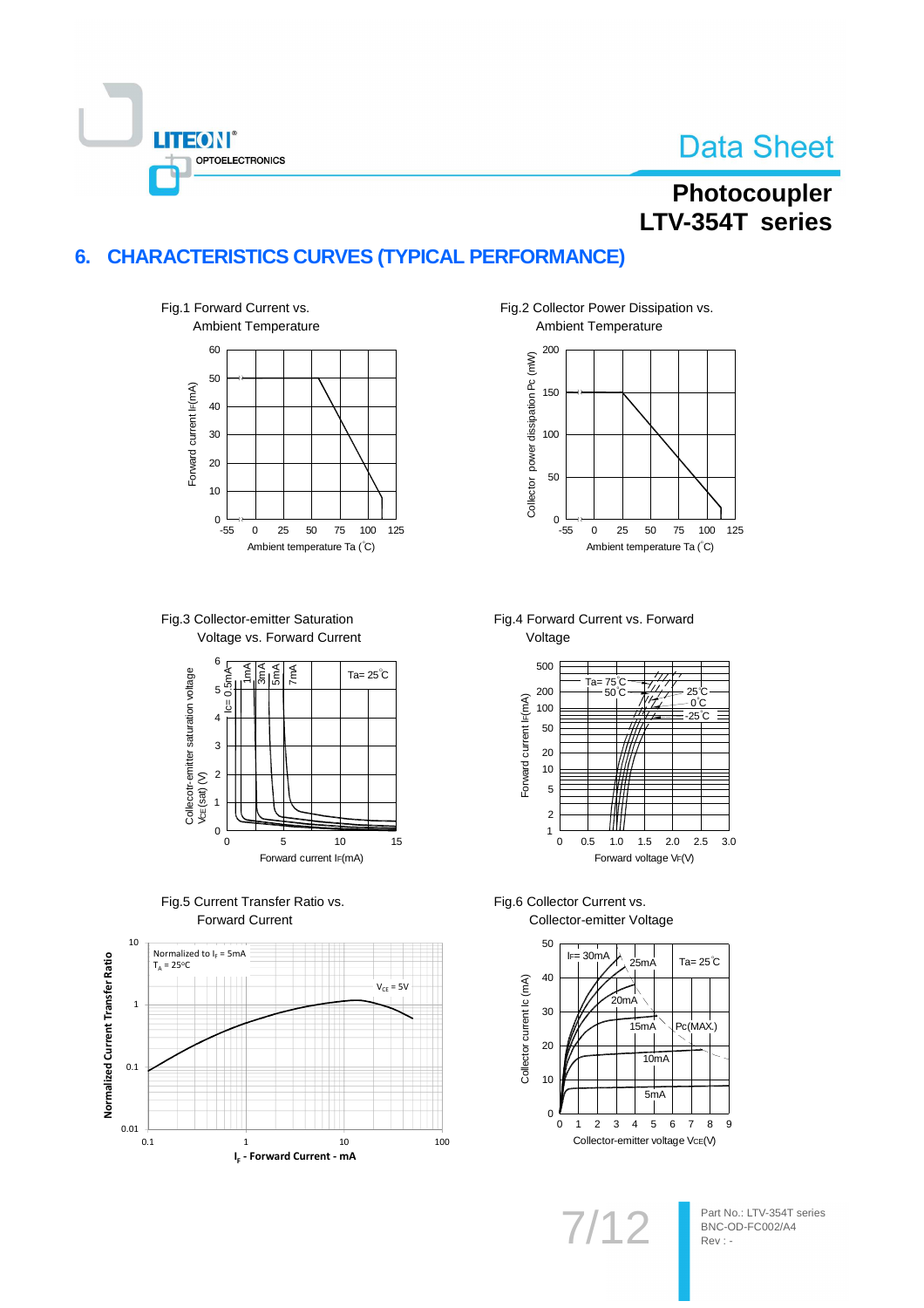## 6. CHARACTERISTICS CURVES (TYPICAL PERFORMANCE)

Fig.1 Forward Current vs. Ambient Temperature

Fig.2 Collector Power Dissipation vs. Ambient Temperature

Fig.3 Collector-emitter Saturation Voltage vs. Forward Current

Fig.4 Forward Current vs. Forward Voltage

Fig.5 Current Transfer Ratio vs. Forward Current

Fig.6 Collector Current vs. Collector-emitter Voltage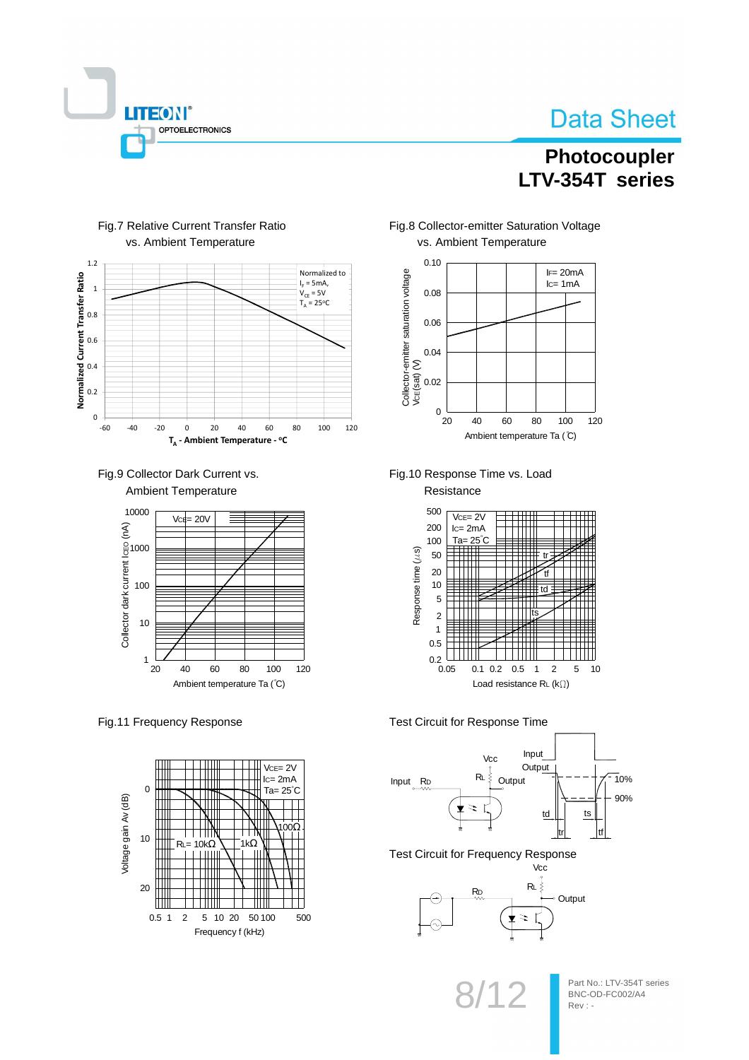Fig.7 Relative Current Transfer Ratio vs. Ambient Temperature

Normalized to $I_F$ = 5mA, $V_{CE}$ = 5V, $T_A$ = 25°C

Normalized Current Transfer Ratio

$T_A$ - Ambient Temperature - °C

Fig.8 Collector-emitter Saturation Voltage vs. Ambient Temperature

$I_F$= 20mA
$I_C$= 1mA

Collector-emitter saturation voltage $V_{CE}(sat)$ (V)

Ambient temperature Ta (°C)

Fig.9 Collector Dark Current vs. Ambient Temperature

$V_{CE}$= 20V

Collector dark current $I_{CEO}$ (nA)

Ambient temperature Ta (°C)

Fig.10 Response Time vs. Load Resistance

$V_{CE}$= 2V
$I_C$= 2mA
Ta= 25°C

Response time (μs)

Load resistance $R_L$ (kΩ)

Fig.11 Frequency Response

$V_{CE}$= 2V
$I_C$= 2mA
Ta= 25°C

$R_L$= 10kΩ, 1kΩ, 100Ω

Voltage gain Av (dB)

Frequency f (kHz)

Test Circuit for Response Time

Test Circuit for Frequency Response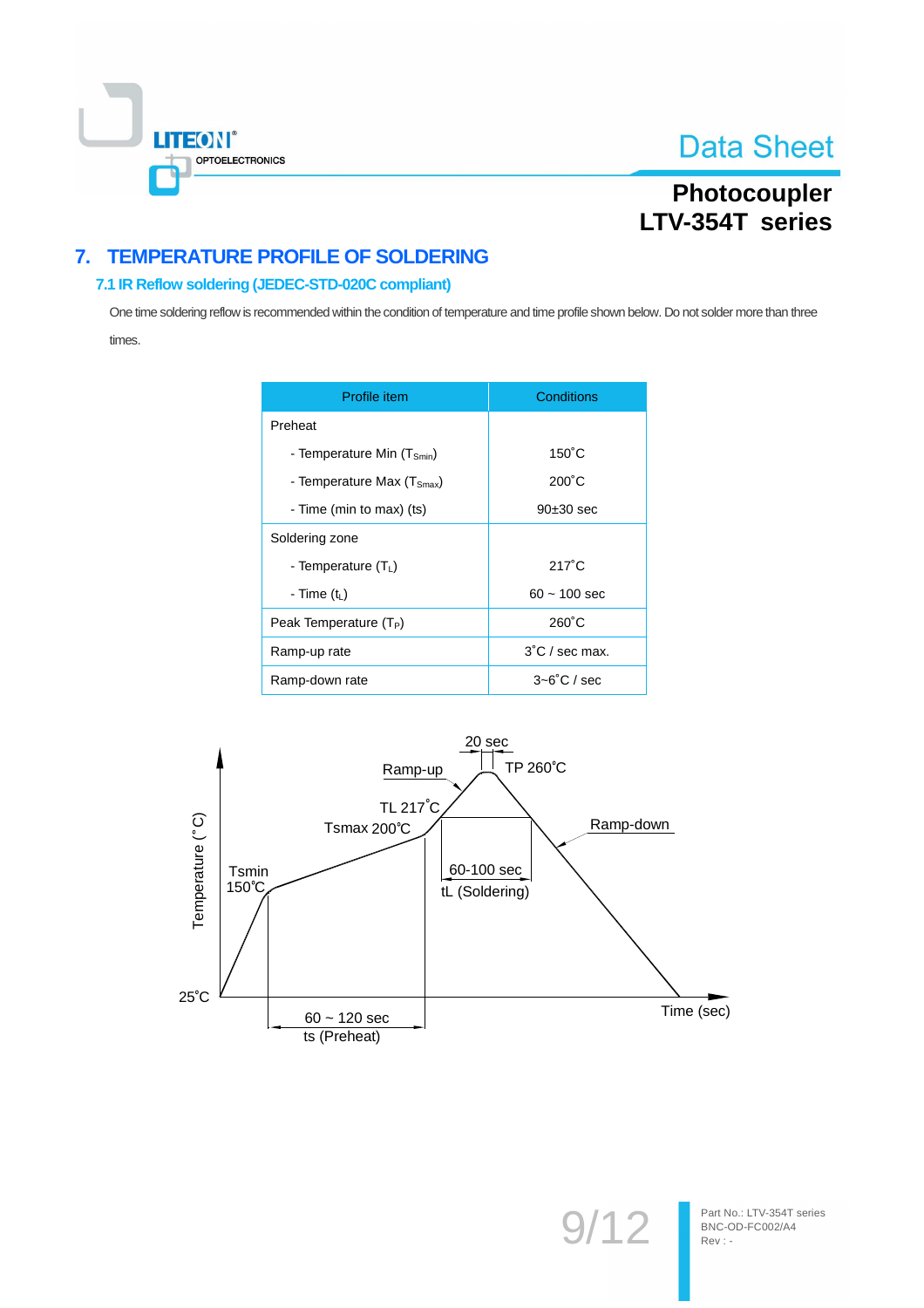## 7. TEMPERATURE PROFILE OF SOLDERING

### 7.1 IR Reflow soldering (JEDEC-STD-020C compliant)

One time soldering reflow is recommended within the condition of temperature and time profile shown below. Do not solder more than three times.

| Profile item | Conditions |
|---|---|
| Preheat | |
| - Temperature Min ($T_{Smin}$) | 150˚C |
| - Temperature Max ($T_{Smax}$) | 200˚C |
| - Time (min to max) (ts) | 90±30 sec |
| Soldering zone | |
| - Temperature ($T_L$) | 217˚C |
| - Time ($t_L$) | 60 ~ 100 sec |
| Peak Temperature ($T_P$) | 260˚C |
| Ramp-up rate | 3˚C / sec max. |
| Ramp-down rate | 3~6˚C / sec |

Temperature (˚C) | 25˚C | Tsmin 150˚C | Tsmax 200˚C | TL 217˚C | TP 260˚C | 20 sec | Ramp-up | Ramp-down | 60-100 sec tL (Soldering) | 60 ~ 120 sec ts (Preheat) | Time (sec)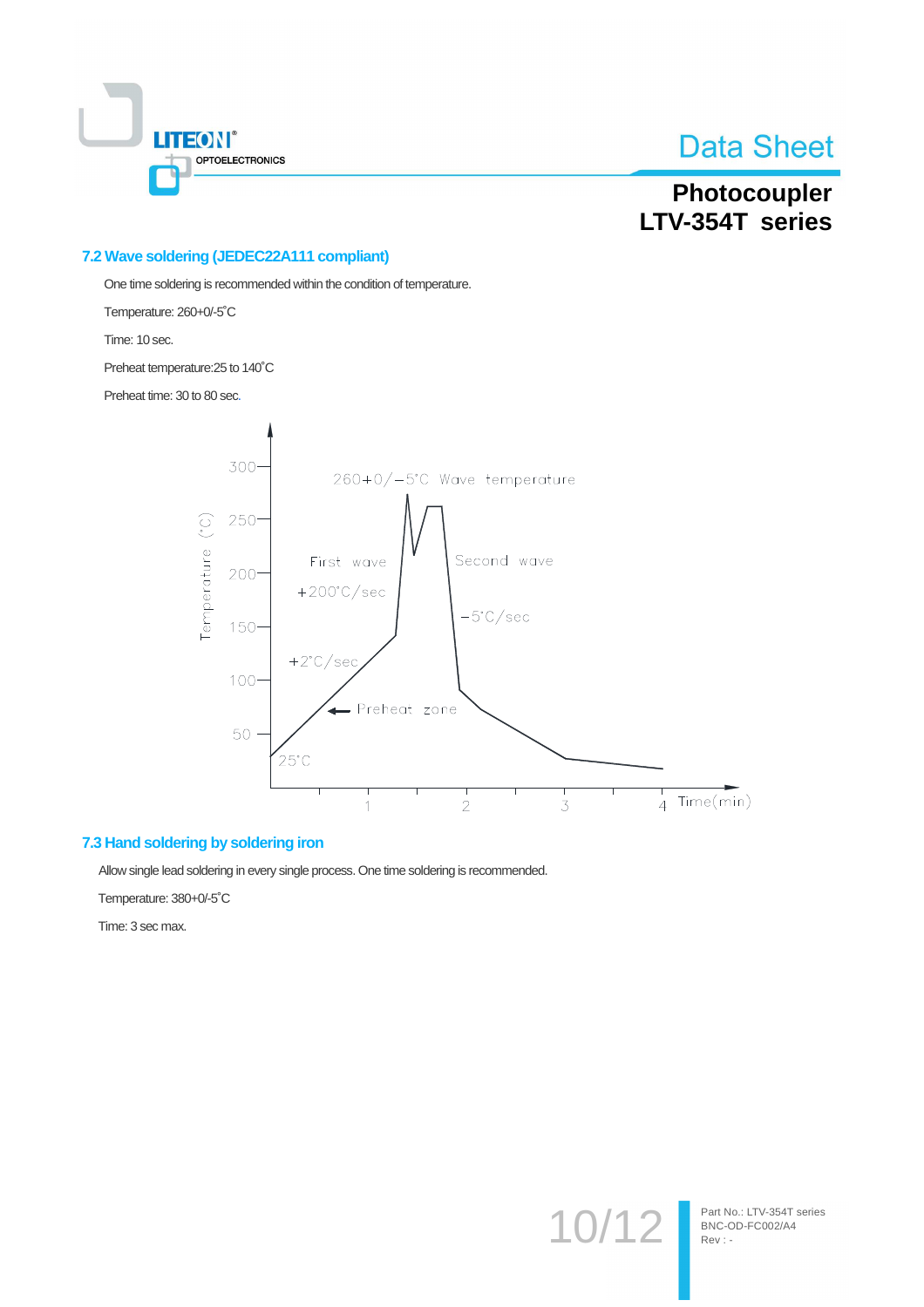## 7.2 Wave soldering (JEDEC22A111 compliant)

One time soldering is recommended within the condition of temperature.

Temperature: 260+0/-5˚C

Time: 10 sec.

Preheat temperature:25 to 140˚C

Preheat time: 30 to 80 sec.

## 7.3 Hand soldering by soldering iron

Allow single lead soldering in every single process. One time soldering is recommended.

Temperature: 380+0/-5˚C

Time: 3 sec max.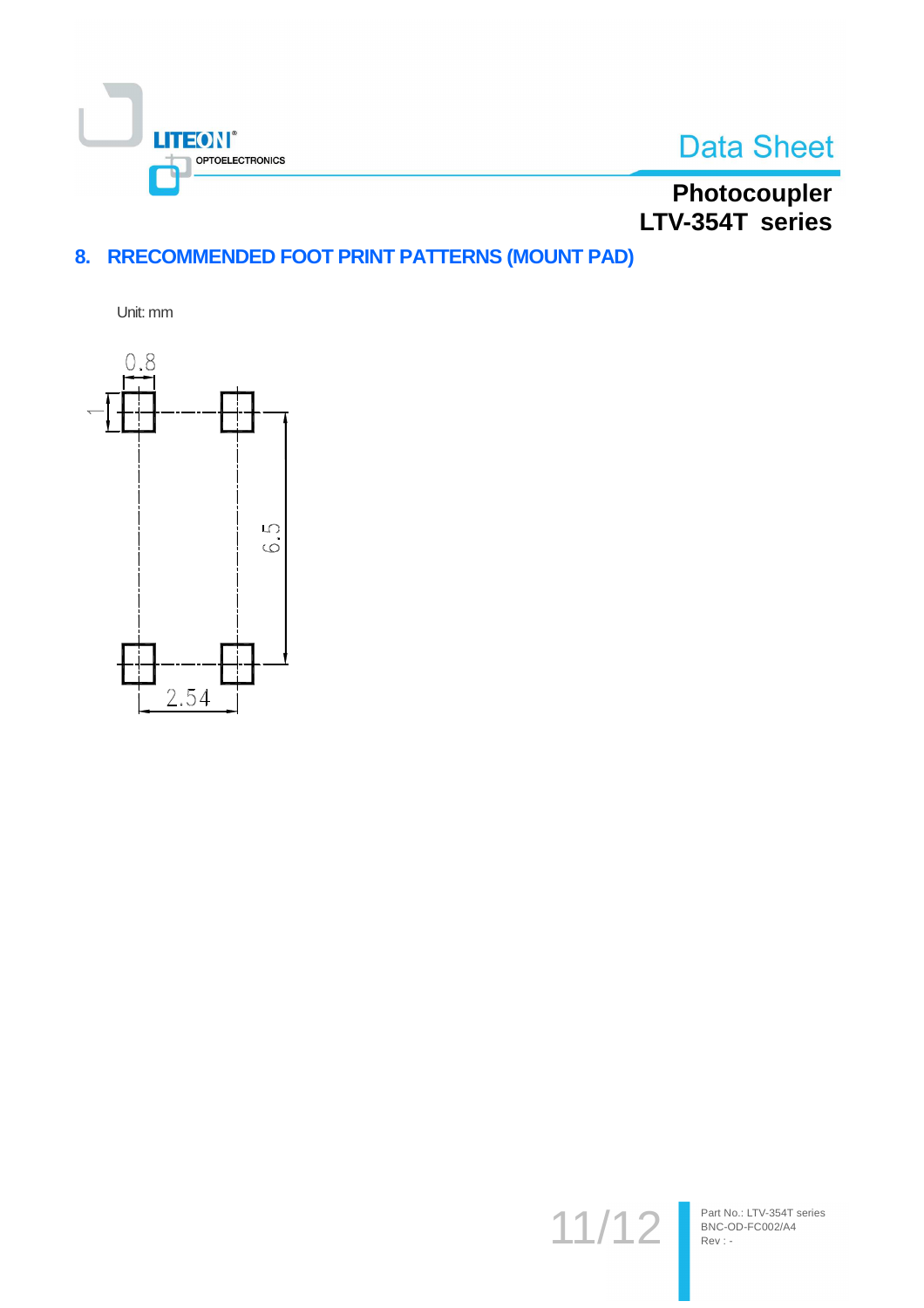## 8. RRECOMMENDED FOOT PRINT PATTERNS (MOUNT PAD)

Unit: mm

0.8

1

6.5

2.54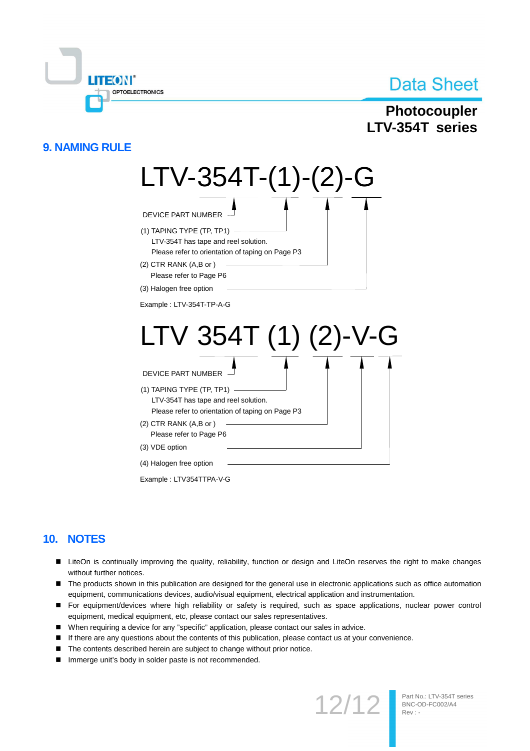## 9. NAMING RULE

LTV-354T-(1)-(2)-G

DEVICE PART NUMBER

(1) TAPING TYPE (TP, TP1)
LTV-354T has tape and reel solution.
Please refer to orientation of taping on Page P3

(2) CTR RANK (A,B or )
Please refer to Page P6

(3) Halogen free option

Example : LTV-354T-TP-A-G

LTV 354T (1) (2)-V-G

DEVICE PART NUMBER

(1) TAPING TYPE (TP, TP1)
LTV-354T has tape and reel solution.
Please refer to orientation of taping on Page P3

(2) CTR RANK (A,B or )
Please refer to Page P6

(3) VDE option

(4) Halogen free option

Example : LTV354TTPA-V-G

## 10. NOTES

- LiteOn is continually improving the quality, reliability, function or design and LiteOn reserves the right to make changes without further notices.
- The products shown in this publication are designed for the general use in electronic applications such as office automation equipment, communications devices, audio/visual equipment, electrical application and instrumentation.
- For equipment/devices where high reliability or safety is required, such as space applications, nuclear power control equipment, medical equipment, etc, please contact our sales representatives.
- When requiring a device for any "specific" application, please contact our sales in advice.
- If there are any questions about the contents of this publication, please contact us at your convenience.
- The contents described herein are subject to change without prior notice.
- Immerge unit's body in solder paste is not recommended.